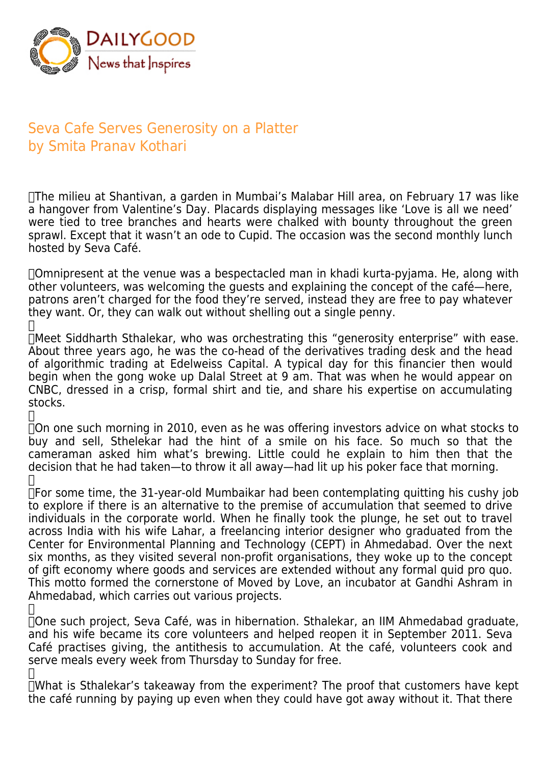# Seva Cafe Serves Generosity on a Platter

by Smita Pranav Kothari

The milieu at Shantivan, a garden in Mumbai's Malabar Hill area, on February 17 was like a hangover from Valentine's Day. Placards displaying messages like 'Love is all we need' were tied to tree branches and hearts were chalked with bounty throughout the green sprawl. Except that it wasn't an ode to Cupid. The occasion was the second monthly lunch hosted by Seva Café.

Omnipresent at the venue was a bespectacled man in khadi kurta-pyjama. He, along with other volunteers, was welcoming the guests and explaining the concept of the café—here, patrons aren't charged for the food they're served, instead they are free to pay whatever they want. Or, they can walk out without shelling out a single penny.

Meet Siddharth Sthalekar, who was orchestrating this "generosity enterprise" with ease. About three years ago, he was the co-head of the derivatives trading desk and the head of algorithmic trading at Edelweiss Capital. A typical day for this financier then would begin when the gong woke up Dalal Street at 9 am. That was when he would appear on CNBC, dressed in a crisp, formal shirt and tie, and share his expertise on accumulating stocks.

On one such morning in 2010, even as he was offering investors advice on what stocks to buy and sell, Sthelekar had the hint of a smile on his face. So much so that the cameraman asked him what's brewing. Little could he explain to him then that the decision that he had taken—to throw it all away—had lit up his poker face that morning.

For some time, the 31-year-old Mumbaikar had been contemplating quitting his cushy job to explore if there is an alternative to the premise of accumulation that seemed to drive individuals in the corporate world. When he finally took the plunge, he set out to travel across India with his wife Lahar, a freelancing interior designer who graduated from the Center for Environmental Planning and Technology (CEPT) in Ahmedabad. Over the next six months, as they visited several non-profit organisations, they woke up to the concept of gift economy where goods and services are extended without any formal quid pro quo. This motto formed the cornerstone of Moved by Love, an incubator at Gandhi Ashram in Ahmedabad, which carries out various projects.

One such project, Seva Café, was in hibernation. Sthalekar, an IIM Ahmedabad graduate, and his wife became its core volunteers and helped reopen it in September 2011. Seva Café practises giving, the antithesis to accumulation. At the café, volunteers cook and serve meals every week from Thursday to Sunday for free.

What is Sthalekar's takeaway from the experiment? The proof that customers have kept the café running by paying up even when they could have got away without it. That there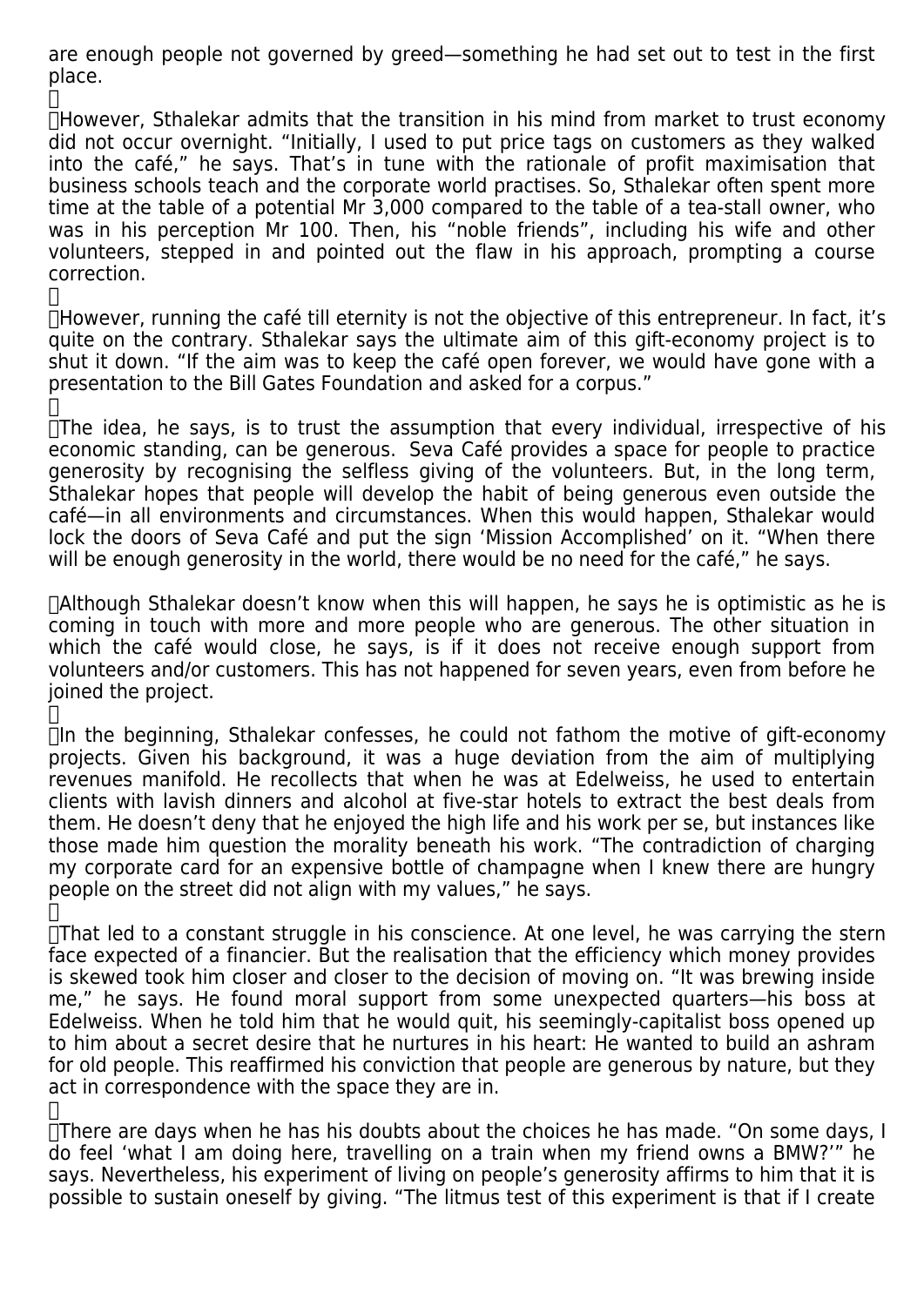are enough people not governed by greed—something he had set out to test in the first place.

However, Sthalekar admits that the transition in his mind from market to trust economy did not occur overnight. “Initially, I used to put price tags on customers as they walked into the café,” he says. That’s in tune with the rationale of profit maximisation that business schools teach and the corporate world practises. So, Sthalekar often spent more time at the table of a potential Mr 3,000 compared to the table of a tea-stall owner, who was in his perception Mr 100. Then, his “noble friends”, including his wife and other volunteers, stepped in and pointed out the flaw in his approach, prompting a course correction.

However, running the café till eternity is not the objective of this entrepreneur. In fact, it’s quite on the contrary. Sthalekar says the ultimate aim of this gift-economy project is to shut it down. “If the aim was to keep the café open forever, we would have gone with a presentation to the Bill Gates Foundation and asked for a corpus.”

The idea, he says, is to trust the assumption that every individual, irrespective of his economic standing, can be generous. Seva Café provides a space for people to practice generosity by recognising the selfless giving of the volunteers. But, in the long term, Sthalekar hopes that people will develop the habit of being generous even outside the café—in all environments and circumstances. When this would happen, Sthalekar would lock the doors of Seva Café and put the sign ‘Mission Accomplished’ on it. “When there will be enough generosity in the world, there would be no need for the café,” he says.

Although Sthalekar doesn’t know when this will happen, he says he is optimistic as he is coming in touch with more and more people who are generous. The other situation in which the café would close, he says, is if it does not receive enough support from volunteers and/or customers. This has not happened for seven years, even from before he joined the project.

In the beginning, Sthalekar confesses, he could not fathom the motive of gift-economy projects. Given his background, it was a huge deviation from the aim of multiplying revenues manifold. He recollects that when he was at Edelweiss, he used to entertain clients with lavish dinners and alcohol at five-star hotels to extract the best deals from them. He doesn’t deny that he enjoyed the high life and his work per se, but instances like those made him question the morality beneath his work. “The contradiction of charging my corporate card for an expensive bottle of champagne when I knew there are hungry people on the street did not align with my values,” he says.

That led to a constant struggle in his conscience. At one level, he was carrying the stern face expected of a financier. But the realisation that the efficiency which money provides is skewed took him closer and closer to the decision of moving on. “It was brewing inside me,” he says. He found moral support from some unexpected quarters—his boss at Edelweiss. When he told him that he would quit, his seemingly-capitalist boss opened up to him about a secret desire that he nurtures in his heart: He wanted to build an ashram for old people. This reaffirmed his conviction that people are generous by nature, but they act in correspondence with the space they are in.

There are days when he has his doubts about the choices he has made. “On some days, I do feel ‘what I am doing here, travelling living on a train when my friend owns a BMW?’” he says. Nevertheless, his experiment of living on people’s generosity affirms to him that it is possible to sustain oneself by giving. “The litmus test of this experiment is that if I create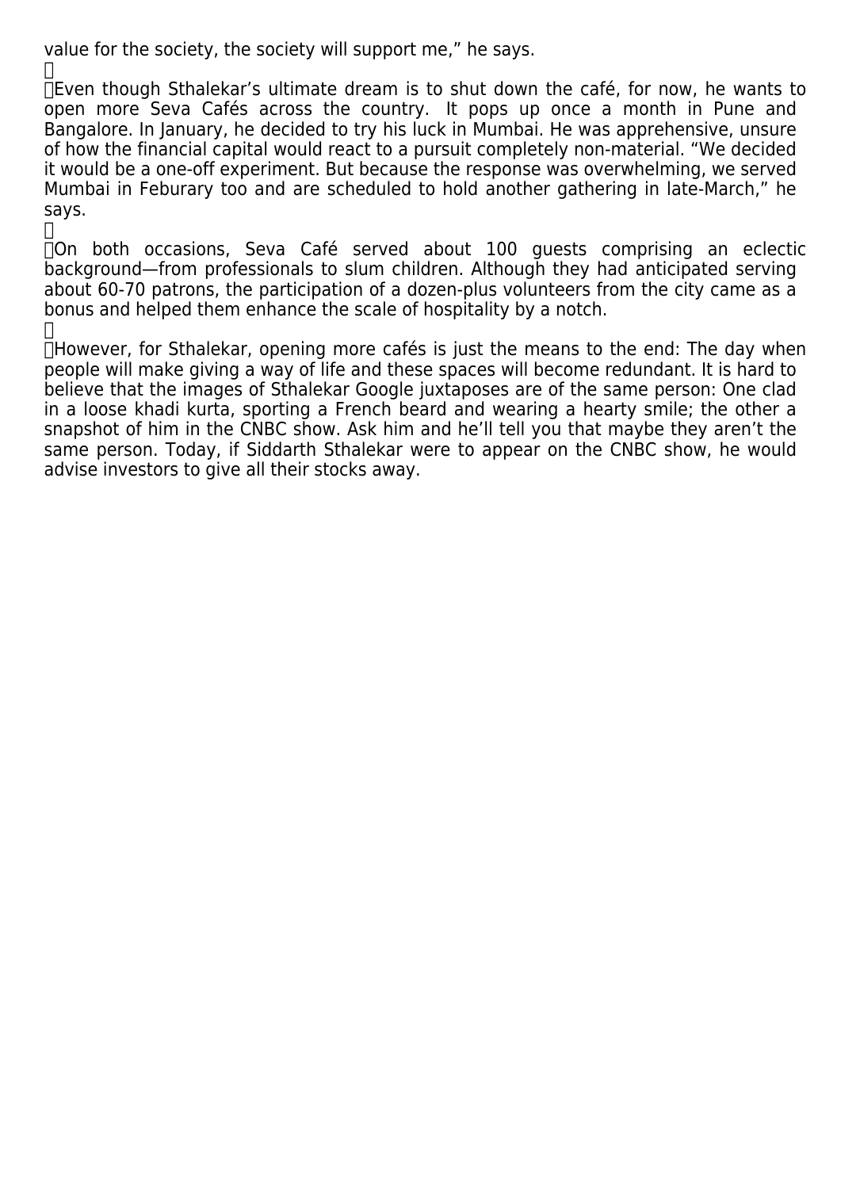value for the society, the society will support me," he says.

Even though Sthalekar's ultimate dream is to shut down the café, for now, he wants to open more Seva Cafés across the country. It pops up once a month in Pune and Bangalore. In January, he decided to try his luck in Mumbai. He was apprehensive, unsure of how the financial capital would react to a pursuit completely non-material. "We decided it would be a one-off experiment. But because the response was overwhelming, we served Mumbai in Feburary too and are scheduled to hold another gathering in late-March," he says.

On both occasions, Seva Café served about 100 guests comprising an eclectic background—from professionals to slum children. Although they had anticipated serving about 60-70 patrons, the participation of a dozen-plus volunteers from the city came as a bonus and helped them enhance the scale of hospitality by a notch.

However, for Sthalekar, opening more cafés is just the means to the end: The day when people will make giving a way of life and these spaces will become redundant. It is hard to believe that the images of Sthalekar Google juxtaposes are of the same person: One clad in a loose khadi kurta, sporting a French beard and wearing a hearty smile; the other a snapshot of him in the CNBC show. Ask him and he'll tell you that maybe they aren't the same person. Today, if Siddarth Sthalekar were to appear on the CNBC show, he would advise investors to give all their stocks away.